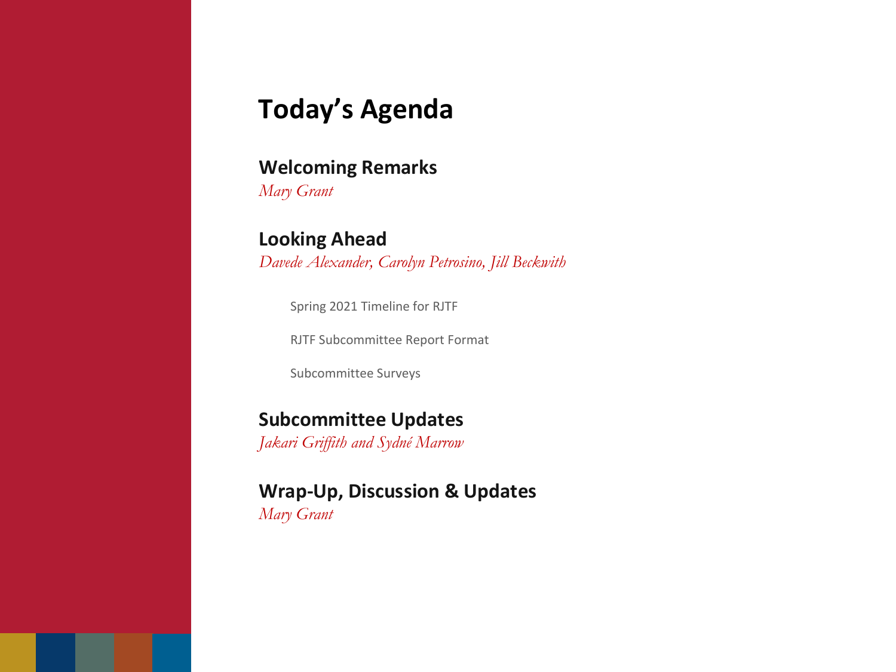# Today's Agenda

## Welcoming Remarks

*Mary Grant*

## Looking Ahead

*Davede Alexander, Carolyn Petrosino, Jill Beckwith*

- Spring 2021 Timeline for RJTF
- RJTF Subcommittee Report Format
- Subcommittee Surveys

## Subcommittee Updates

*Jakari Griffith and Sydné Marrow*

## Wrap-Up, Discussion & Updates

*Mary Grant*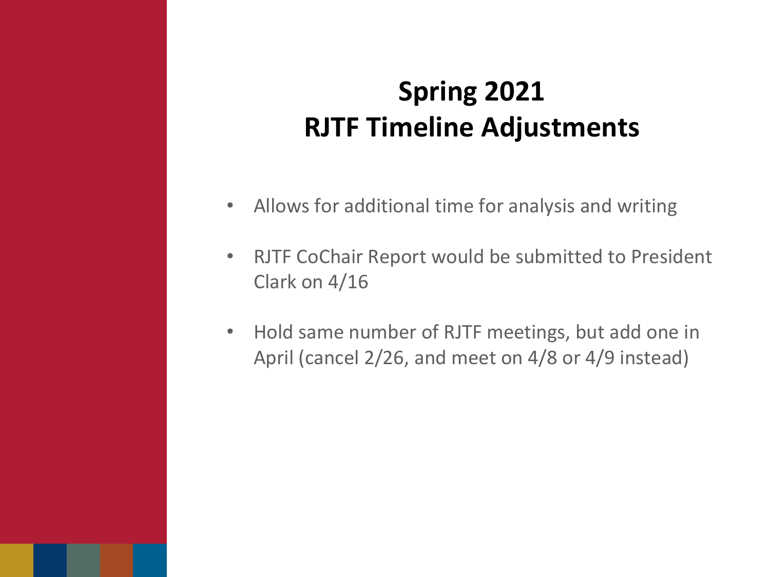# Spring 2021
# RJTF Timeline Adjustments

- Allows for additional time for analysis and writing
- RJTF CoChair Report would be submitted to President Clark on 4/16
- Hold same number of RJTF meetings, but add one in April (cancel 2/26, and meet on 4/8 or 4/9 instead)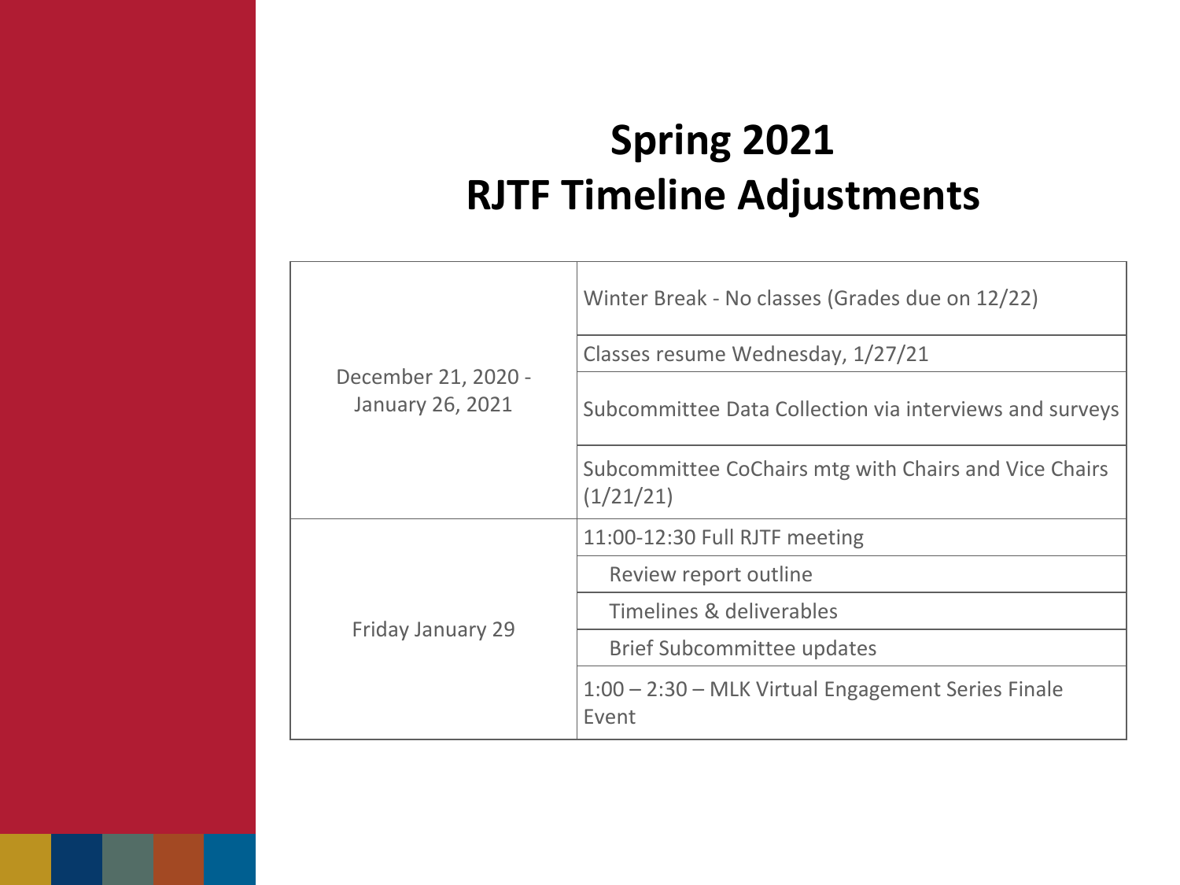# Spring 2021
# RJTF Timeline Adjustments

| | |
|---|---|
| December 21, 2020 - January 26, 2021 | Winter Break - No classes (Grades due on 12/22) |
| | Classes resume Wednesday, 1/27/21 |
| | Subcommittee Data Collection via interviews and surveys |
| | Subcommittee CoChairs mtg with Chairs and Vice Chairs (1/21/21) |
| Friday January 29 | 11:00-12:30 Full RJTF meeting |
| | Review report outline |
| | Timelines & deliverables |
| | Brief Subcommittee updates |
| | 1:00 – 2:30 – MLK Virtual Engagement Series Finale Event |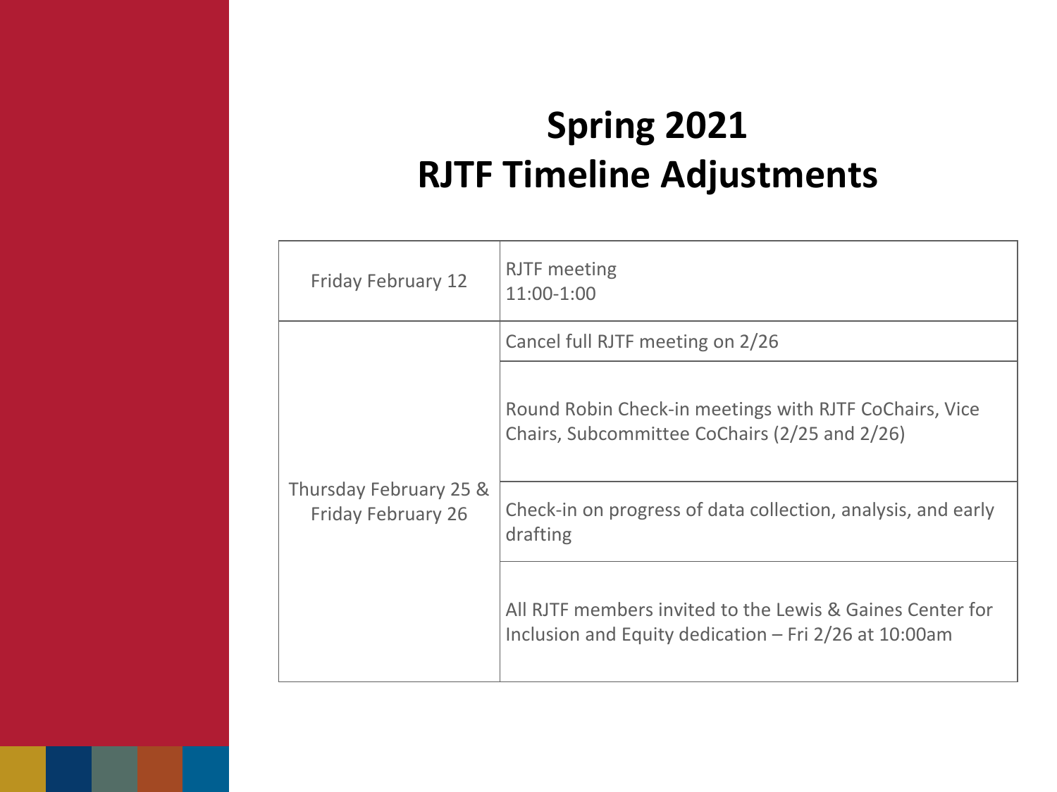# Spring 2021
# RJTF Timeline Adjustments

| Date | Details |
| --- | --- |
| Friday February 12 | RJTF meeting<br>11:00-1:00 |
| Thursday February 25 & Friday February 26 | Cancel full RJTF meeting on 2/26 |
| | Round Robin Check-in meetings with RJTF CoChairs, Vice Chairs, Subcommittee CoChairs (2/25 and 2/26) |
| | Check-in on progress of data collection, analysis, and early drafting |
| | All RJTF members invited to the Lewis & Gaines Center for Inclusion and Equity dedication – Fri 2/26 at 10:00am |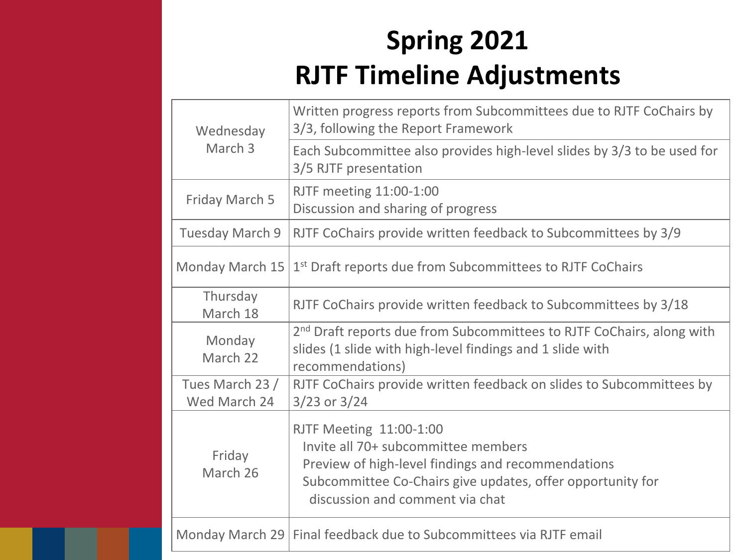# Spring 2021
# RJTF Timeline Adjustments

| Date | Item |
| --- | --- |
| Wednesday March 3 | Written progress reports from Subcommittees due to RJTF CoChairs by 3/3, following the Report Framework |
| | Each Subcommittee also provides high-level slides by 3/3 to be used for 3/5 RJTF presentation |
| Friday March 5 | RJTF meeting 11:00-1:00<br>Discussion and sharing of progress |
| Tuesday March 9 | RJTF CoChairs provide written feedback to Subcommittees by 3/9 |
| Monday March 15 | 1st Draft reports due from Subcommittees to RJTF CoChairs |
| Thursday March 18 | RJTF CoChairs provide written feedback to Subcommittees by 3/18 |
| Monday March 22 | 2nd Draft reports due from Subcommittees to RJTF CoChairs, along with slides (1 slide with high-level findings and 1 slide with recommendations) |
| Tues March 23 / Wed March 24 | RJTF CoChairs provide written feedback on slides to Subcommittees by 3/23 or 3/24 |
| Friday March 26 | RJTF Meeting 11:00-1:00<br>Invite all 70+ subcommittee members<br>Preview of high-level findings and recommendations<br>Subcommittee Co-Chairs give updates, offer opportunity for discussion and comment via chat |
| Monday March 29 | Final feedback due to Subcommittees via RJTF email |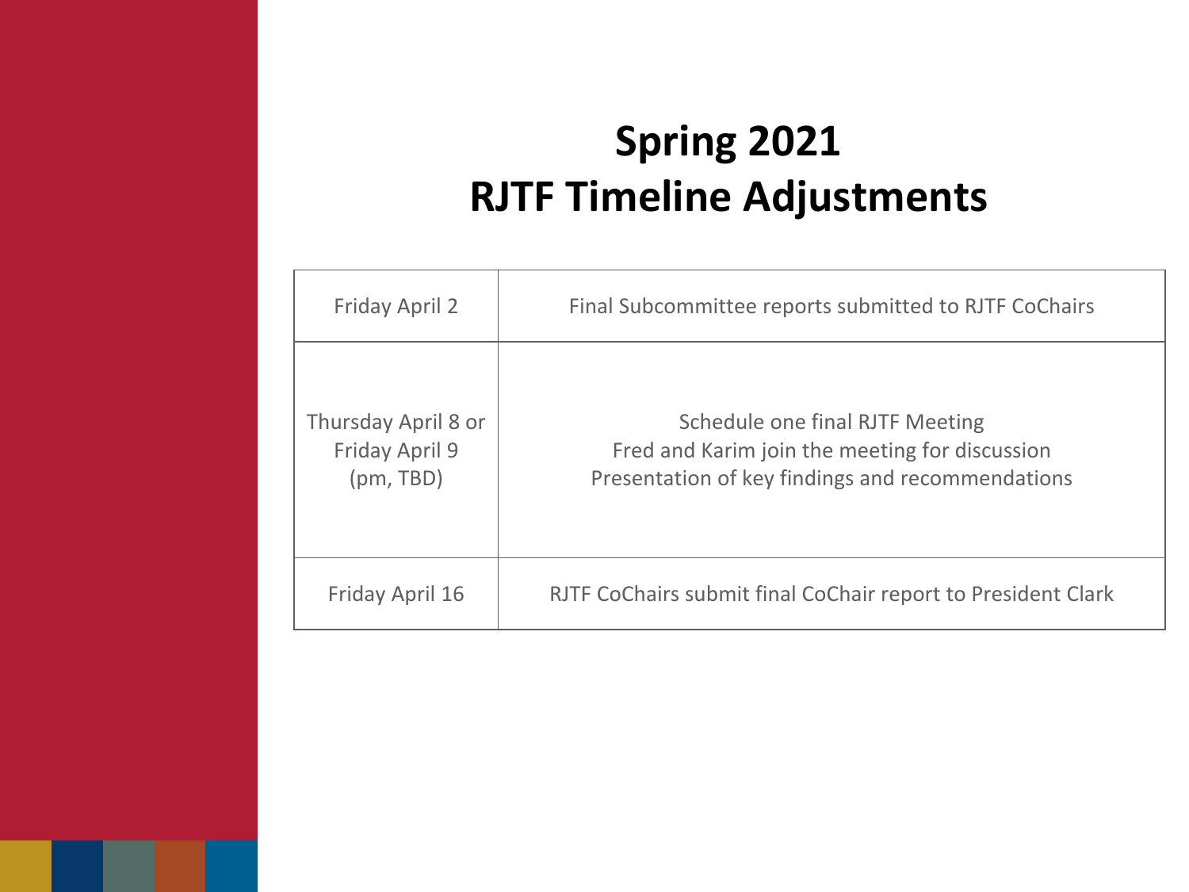# Spring 2021
# RJTF Timeline Adjustments

| Date | Activity |
| --- | --- |
| Friday April 2 | Final Subcommittee reports submitted to RJTF CoChairs |
| Thursday April 8 or Friday April 9 (pm, TBD) | Schedule one final RJTF Meeting<br>Fred and Karim join the meeting for discussion<br>Presentation of key findings and recommendations |
| Friday April 16 | RJTF CoChairs submit final CoChair report to President Clark |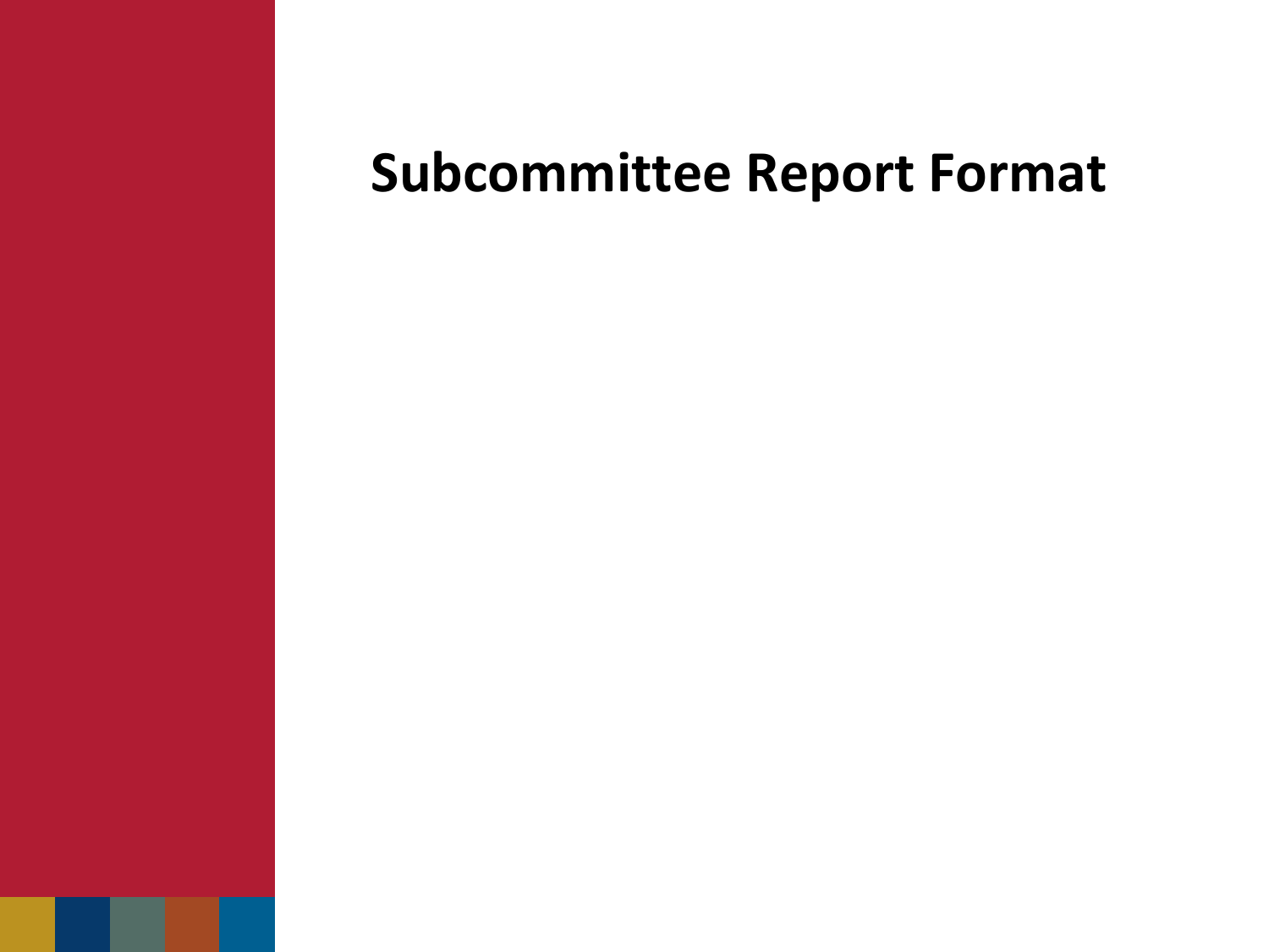# Subcommittee Report Format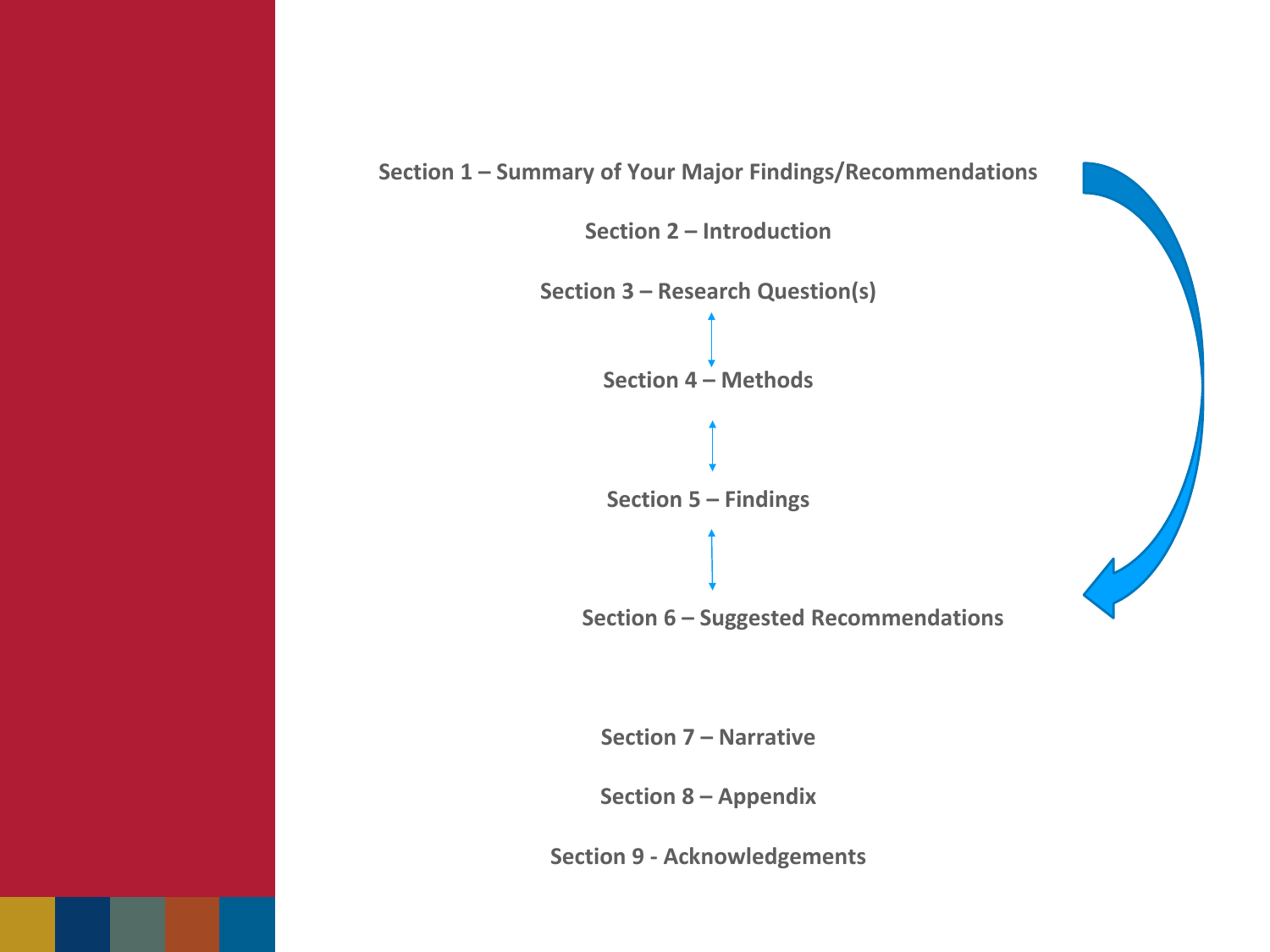**Section 1 – Summary of Your Major Findings/Recommendations**

**Section 2 – Introduction**

**Section 3 – Research Question(s)**

**Section 4 – Methods**

**Section 5 – Findings**

**Section 6 – Suggested Recommendations**

**Section 7 – Narrative**

**Section 8 – Appendix**

**Section 9 - Acknowledgements**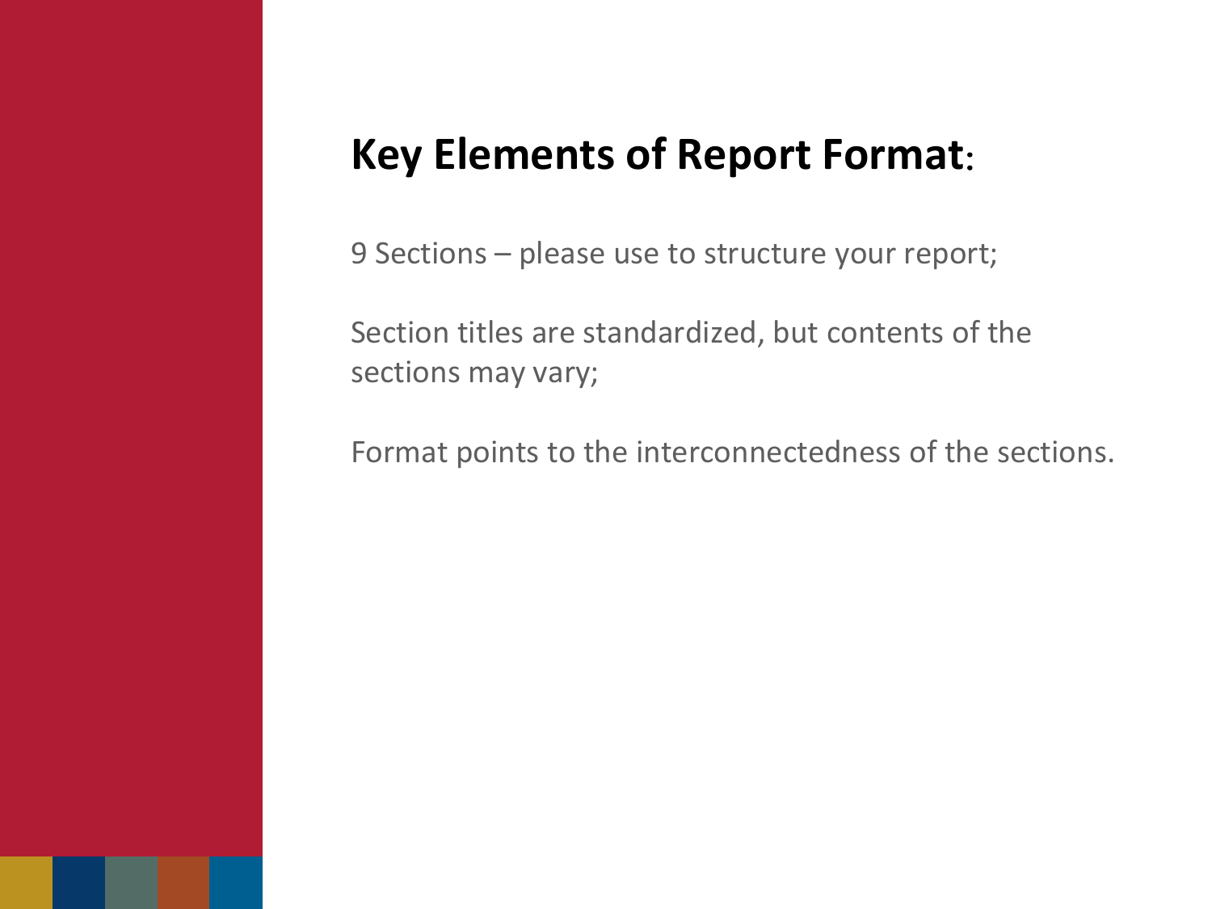# Key Elements of Report Format:

9 Sections – please use to structure your report;

Section titles are standardized, but contents of the sections may vary;

Format points to the interconnectedness of the sections.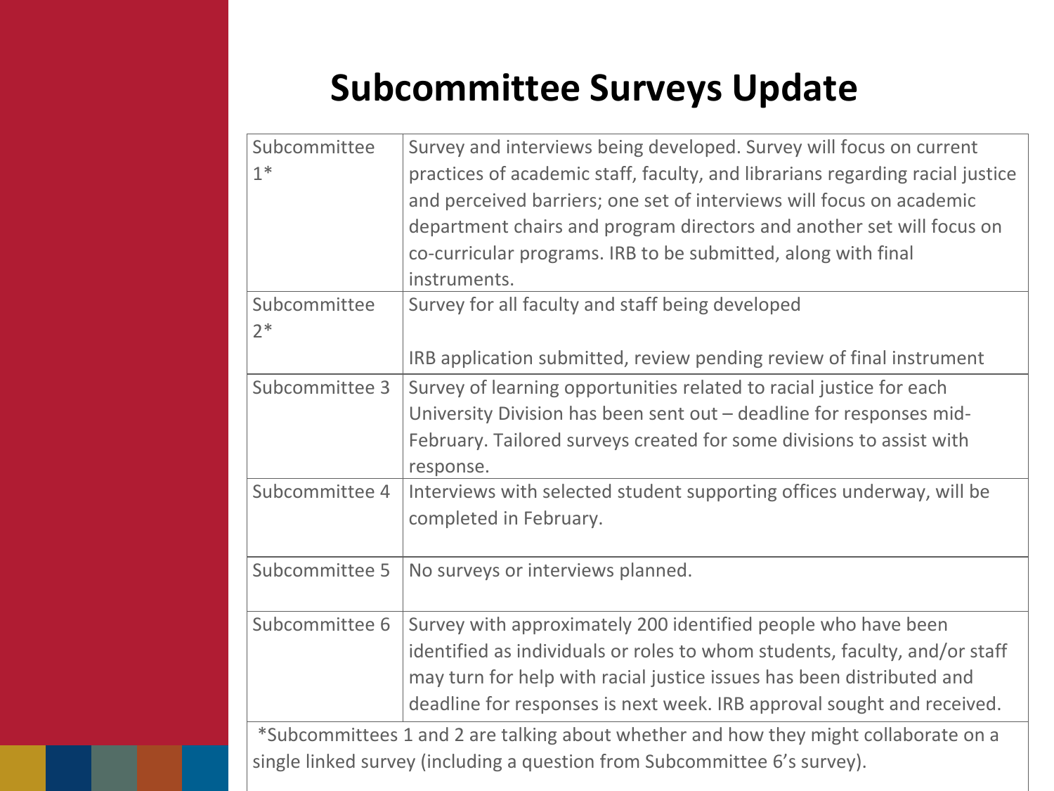# Subcommittee Surveys Update

| | |
|---|---|
| Subcommittee 1* | Survey and interviews being developed. Survey will focus on current practices of academic staff, faculty, and librarians regarding racial justice and perceived barriers; one set of interviews will focus on academic department chairs and program directors and another set will focus on co-curricular programs. IRB to be submitted, along with final instruments. |
| Subcommittee 2* | Survey for all faculty and staff being developed<br><br>IRB application submitted, review pending review of final instrument |
| Subcommittee 3 | Survey of learning opportunities related to racial justice for each University Division has been sent out – deadline for responses mid-February. Tailored surveys created for some divisions to assist with response. |
| Subcommittee 4 | Interviews with selected student supporting offices underway, will be completed in February. |
| Subcommittee 5 | No surveys or interviews planned. |
| Subcommittee 6 | Survey with approximately 200 identified people who have been identified as individuals or roles to whom students, faculty, and/or staff may turn for help with racial justice issues has been distributed and deadline for responses is next week. IRB approval sought and received. |

*Subcommittees 1 and 2 are talking about whether and how they might collaborate on a single linked survey (including a question from Subcommittee 6's survey).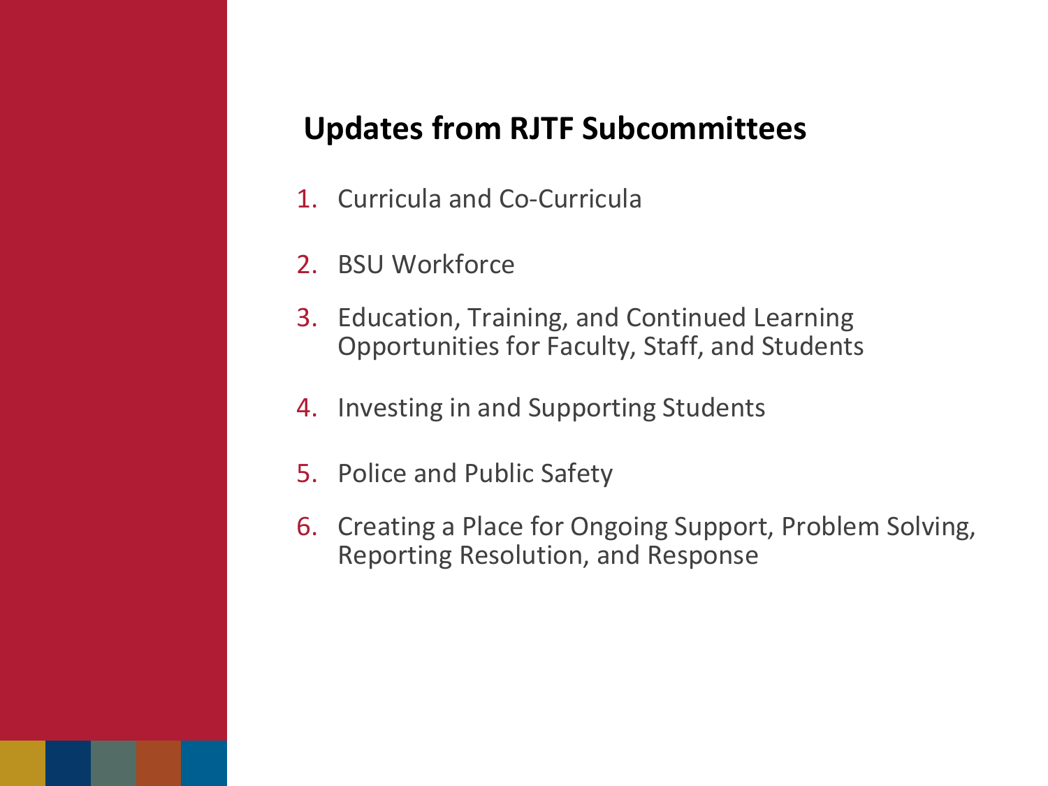## Updates from RJTF Subcommittees

1. Curricula and Co-Curricula
2. BSU Workforce
3. Education, Training, and Continued Learning Opportunities for Faculty, Staff, and Students
4. Investing in and Supporting Students
5. Police and Public Safety
6. Creating a Place for Ongoing Support, Problem Solving, Reporting Resolution, and Response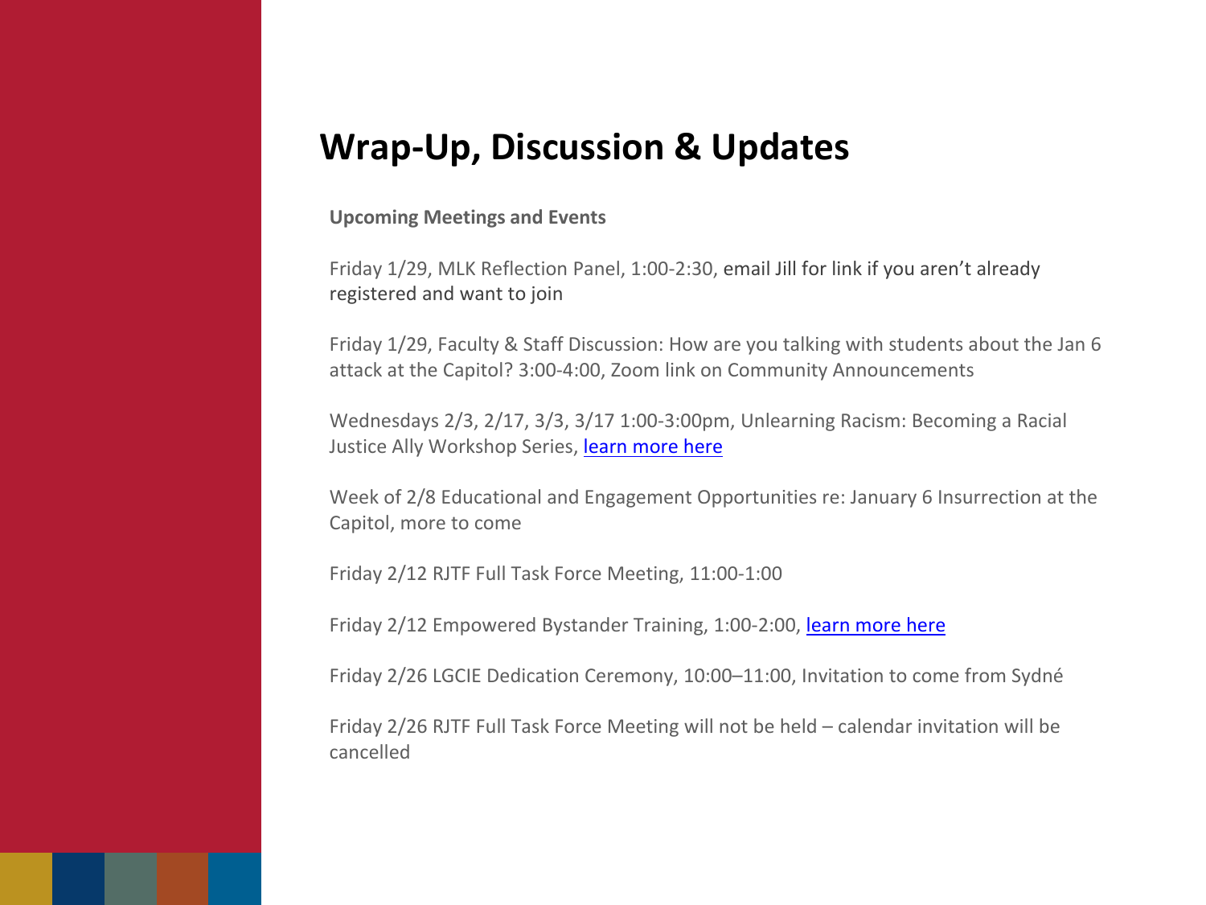# Wrap-Up, Discussion & Updates

**Upcoming Meetings and Events**

Friday 1/29, MLK Reflection Panel, 1:00-2:30, email Jill for link if you aren't already registered and want to join

Friday 1/29, Faculty & Staff Discussion: How are you talking with students about the Jan 6 attack at the Capitol? 3:00-4:00, Zoom link on Community Announcements

Wednesdays 2/3, 2/17, 3/3, 3/17 1:00-3:00pm, Unlearning Racism: Becoming a Racial Justice Ally Workshop Series, learn more here

Week of 2/8 Educational and Engagement Opportunities re: January 6 Insurrection at the Capitol, more to come

Friday 2/12 RJTF Full Task Force Meeting, 11:00-1:00

Friday 2/12 Empowered Bystander Training, 1:00-2:00, learn more here

Friday 2/26 LGCIE Dedication Ceremony, 10:00–11:00, Invitation to come from Sydné

Friday 2/26 RJTF Full Task Force Meeting will not be held – calendar invitation will be cancelled